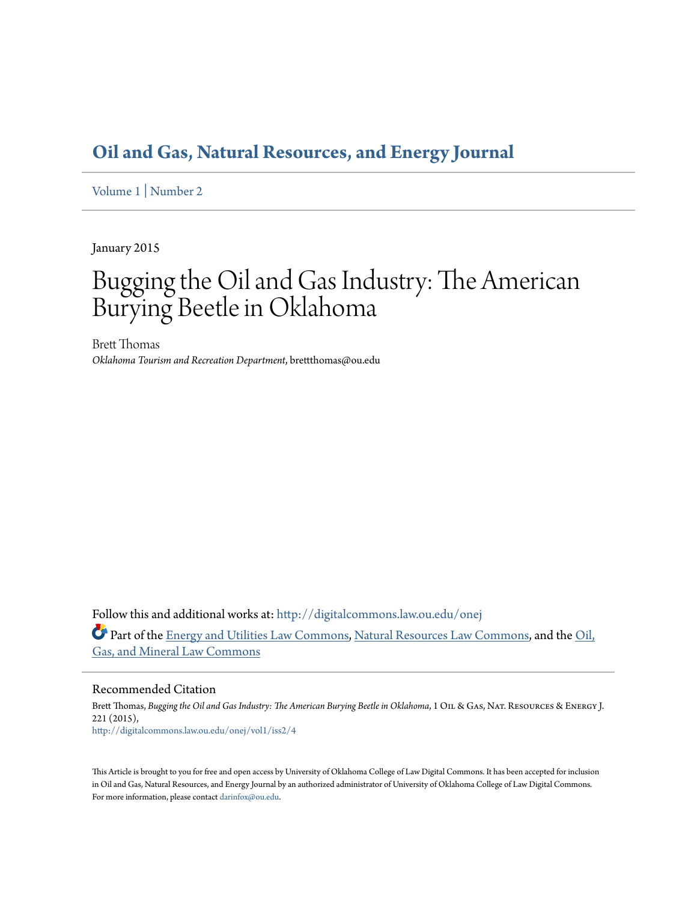# Oil and Gas, Natural Resources, and Energy Journal

Volume 1 | Number 2

January 2015

# Bugging the Oil and Gas Industry: The American Burying Beetle in Oklahoma

Brett Thomas
*Oklahoma Tourism and Recreation Department*, brettthomas@ou.edu

Follow this and additional works at: http://digitalcommons.law.ou.edu/onej

Part of the Energy and Utilities Law Commons, Natural Resources Law Commons, and the Oil, Gas, and Mineral Law Commons

## Recommended Citation

Brett Thomas, *Bugging the Oil and Gas Industry: The American Burying Beetle in Oklahoma*, 1 Oil & Gas, Nat. Resources & Energy J. 221 (2015),
http://digitalcommons.law.ou.edu/onej/vol1/iss2/4

This Article is brought to you for free and open access by University of Oklahoma College of Law Digital Commons. It has been accepted for inclusion in Oil and Gas, Natural Resources, and Energy Journal by an authorized administrator of University of Oklahoma College of Law Digital Commons. For more information, please contact darinfox@ou.edu.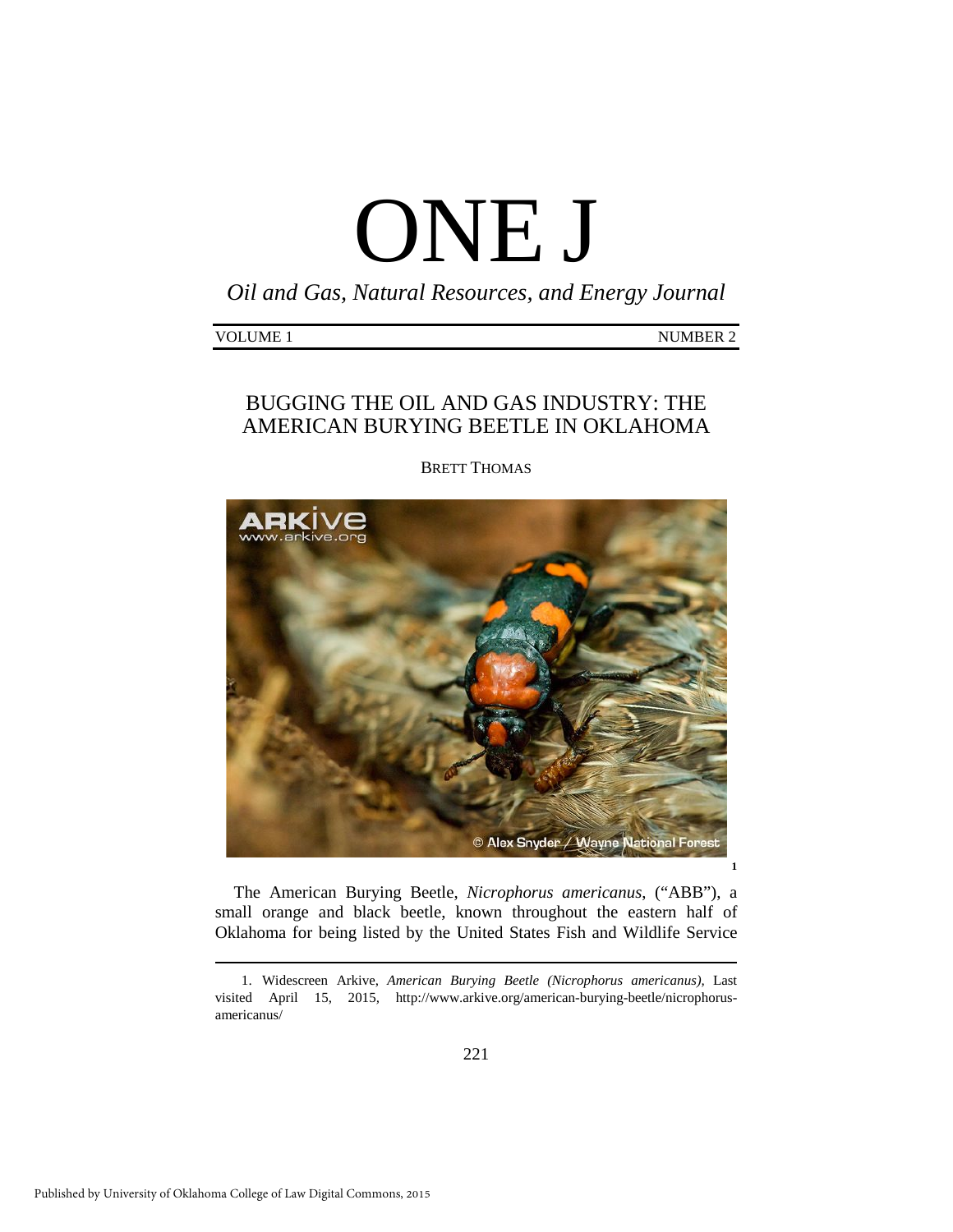# ONE J

*Oil and Gas, Natural Resources, and Energy Journal*

VOLUME 1 NUMBER 2

## BUGGING THE OIL AND GAS INDUSTRY: THE AMERICAN BURYING BEETLE IN OKLAHOMA

BRETT THOMAS

[1]

The American Burying Beetle, *Nicrophorus americanus*, ("ABB"), a small orange and black beetle, known throughout the eastern half of Oklahoma for being listed by the United States Fish and Wildlife Service

---

1. Widescreen Arkive, *American Burying Beetle (Nicrophorus americanus),* Last visited April 15, 2015, http://www.arkive.org/american-burying-beetle/nicrophorus-americanus/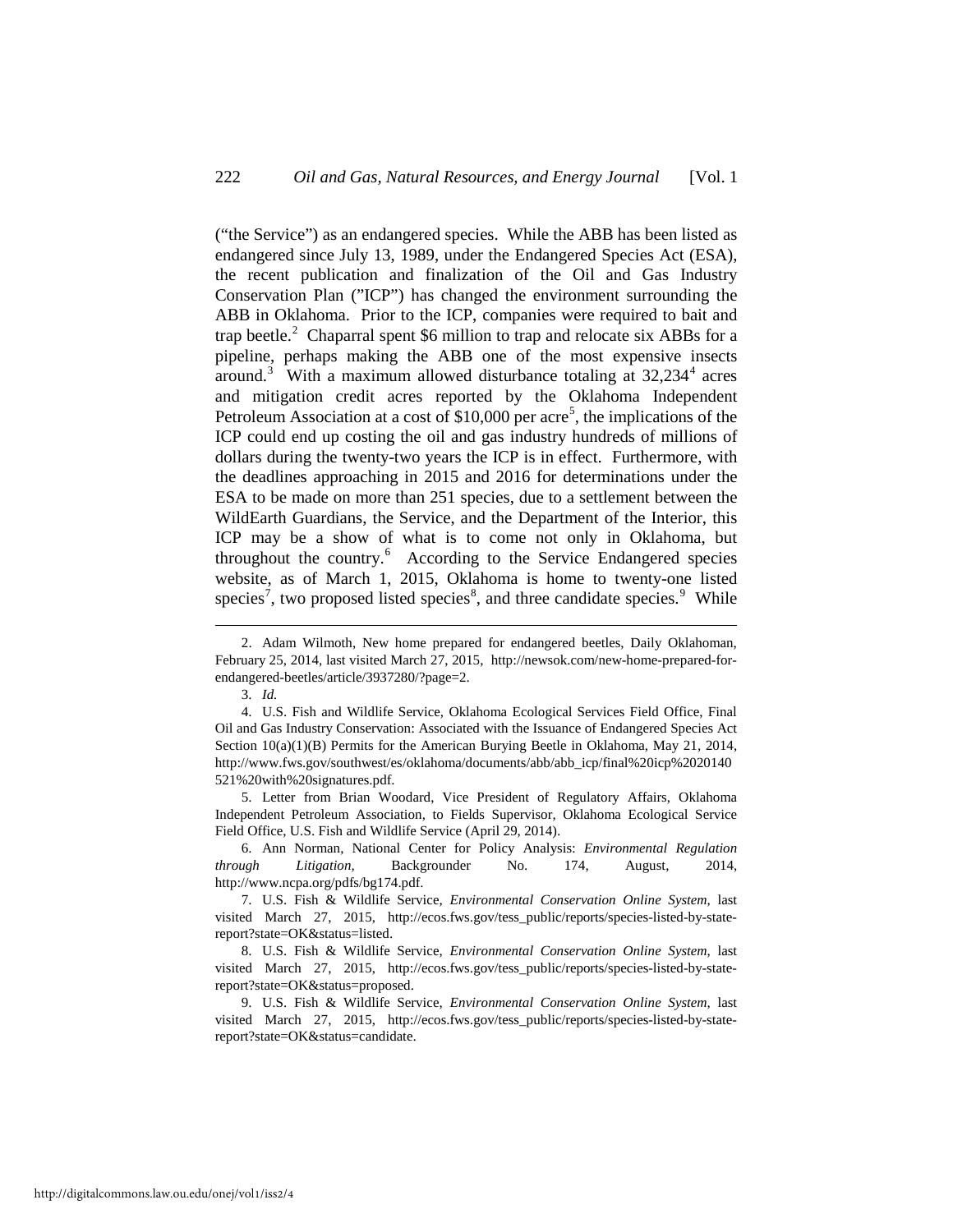("the Service") as an endangered species. While the ABB has been listed as endangered since July 13, 1989, under the Endangered Species Act (ESA), the recent publication and finalization of the Oil and Gas Industry Conservation Plan ("ICP") has changed the environment surrounding the ABB in Oklahoma. Prior to the ICP, companies were required to bait and trap beetle.[2] Chaparral spent $6 million to trap and relocate six ABBs for a pipeline, perhaps making the ABB one of the most expensive insects around.[3] With a maximum allowed disturbance totaling at 32,234[4] acres and mitigation credit acres reported by the Oklahoma Independent Petroleum Association at a cost of $10,000 per acre[5], the implications of the ICP could end up costing the oil and gas industry hundreds of millions of dollars during the twenty-two years the ICP is in effect. Furthermore, with the deadlines approaching in 2015 and 2016 for determinations under the ESA to be made on more than 251 species, due to a settlement between the WildEarth Guardians, the Service, and the Department of the Interior, this ICP may be a show of what is to come not only in Oklahoma, but throughout the country.[6] According to the Service Endangered species website, as of March 1, 2015, Oklahoma is home to twenty-one listed species[7], two proposed listed species[8], and three candidate species.[9] While

---

2. Adam Wilmoth, New home prepared for endangered beetles, Daily Oklahoman, February 25, 2014, last visited March 27, 2015, http://newsok.com/new-home-prepared-for-endangered-beetles/article/3937280/?page=2.

3. *Id.*

4. U.S. Fish and Wildlife Service, Oklahoma Ecological Services Field Office, Final Oil and Gas Industry Conservation: Associated with the Issuance of Endangered Species Act Section 10(a)(1)(B) Permits for the American Burying Beetle in Oklahoma, May 21, 2014, http://www.fws.gov/southwest/es/oklahoma/documents/abb/abb_icp/final%20icp%2020140521%20with%20signatures.pdf.

5. Letter from Brian Woodard, Vice President of Regulatory Affairs, Oklahoma Independent Petroleum Association, to Fields Supervisor, Oklahoma Ecological Service Field Office, U.S. Fish and Wildlife Service (April 29, 2014).

6. Ann Norman, National Center for Policy Analysis: *Environmental Regulation through Litigation*, Backgrounder No. 174, August, 2014, http://www.ncpa.org/pdfs/bg174.pdf.

7. U.S. Fish & Wildlife Service, *Environmental Conservation Online System*, last visited March 27, 2015, http://ecos.fws.gov/tess_public/reports/species-listed-by-state-report?state=OK&status=listed.

8. U.S. Fish & Wildlife Service, *Environmental Conservation Online System*, last visited March 27, 2015, http://ecos.fws.gov/tess_public/reports/species-listed-by-state-report?state=OK&status=proposed.

9. U.S. Fish & Wildlife Service, *Environmental Conservation Online System*, last visited March 27, 2015, http://ecos.fws.gov/tess_public/reports/species-listed-by-state-report?state=OK&status=candidate.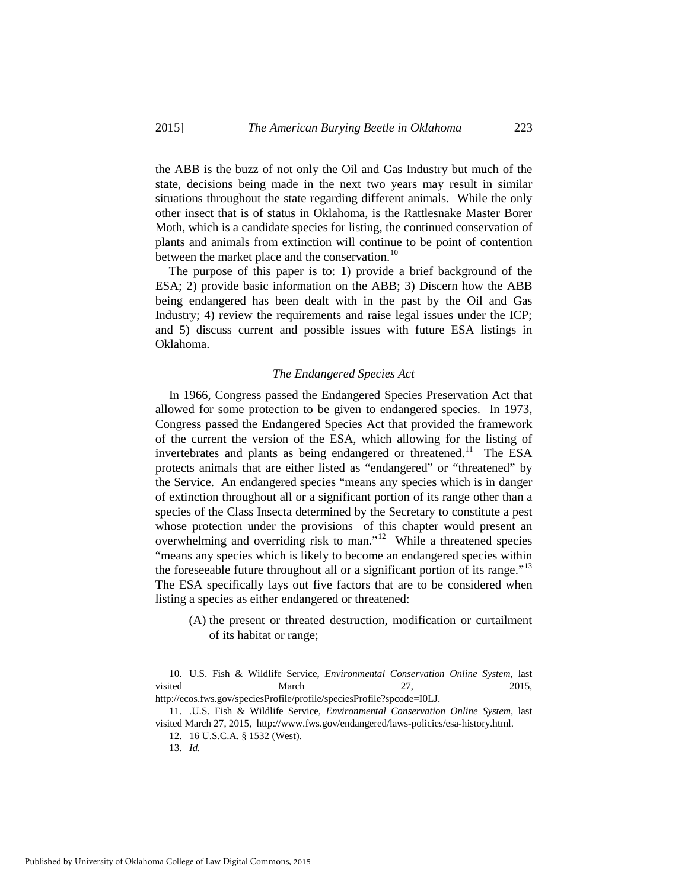the ABB is the buzz of not only the Oil and Gas Industry but much of the state, decisions being made in the next two years may result in similar situations throughout the state regarding different animals. While the only other insect that is of status in Oklahoma, is the Rattlesnake Master Borer Moth, which is a candidate species for listing, the continued conservation of plants and animals from extinction will continue to be point of contention between the market place and the conservation.[10]

The purpose of this paper is to: 1) provide a brief background of the ESA; 2) provide basic information on the ABB; 3) Discern how the ABB being endangered has been dealt with in the past by the Oil and Gas Industry; 4) review the requirements and raise legal issues under the ICP; and 5) discuss current and possible issues with future ESA listings in Oklahoma.

### *The Endangered Species Act*

In 1966, Congress passed the Endangered Species Preservation Act that allowed for some protection to be given to endangered species. In 1973, Congress passed the Endangered Species Act that provided the framework of the current the version of the ESA, which allowing for the listing of invertebrates and plants as being endangered or threatened.[11] The ESA protects animals that are either listed as "endangered" or "threatened" by the Service. An endangered species "means any species which is in danger of extinction throughout all or a significant portion of its range other than a species of the Class Insecta determined by the Secretary to constitute a pest whose protection under the provisions of this chapter would present an overwhelming and overriding risk to man."[12] While a threatened species "means any species which is likely to become an endangered species within the foreseeable future throughout all or a significant portion of its range."[13] The ESA specifically lays out five factors that are to be considered when listing a species as either endangered or threatened:

(A) the present or threated destruction, modification or curtailment of its habitat or range;

---

10. U.S. Fish & Wildlife Service, *Environmental Conservation Online System*, last visited March 27, 2015, http://ecos.fws.gov/speciesProfile/profile/speciesProfile?spcode=I0LJ.

11. .U.S. Fish & Wildlife Service, *Environmental Conservation Online System*, last visited March 27, 2015, http://www.fws.gov/endangered/laws-policies/esa-history.html.

12. 16 U.S.C.A. § 1532 (West).

13. *Id.*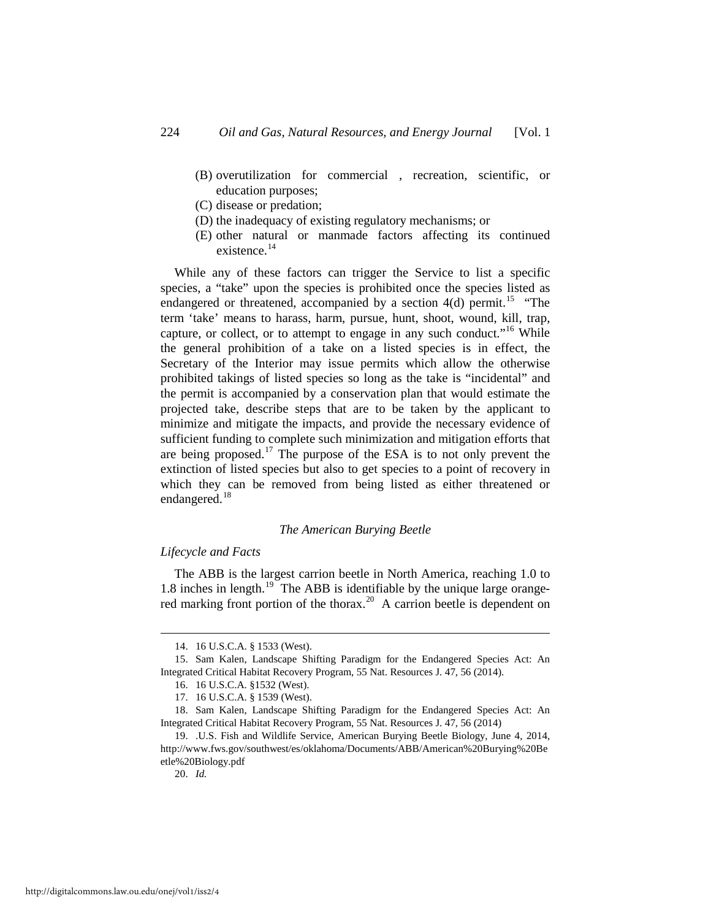(B) overutilization for commercial , recreation, scientific, or education purposes;
(C) disease or predation;
(D) the inadequacy of existing regulatory mechanisms; or
(E) other natural or manmade factors affecting its continued existence.[14]

While any of these factors can trigger the Service to list a specific species, a "take" upon the species is prohibited once the species listed as endangered or threatened, accompanied by a section 4(d) permit.[15] "The term 'take' means to harass, harm, pursue, hunt, shoot, wound, kill, trap, capture, or collect, or to attempt to engage in any such conduct."[16] While the general prohibition of a take on a listed species is in effect, the Secretary of the Interior may issue permits which allow the otherwise prohibited takings of listed species so long as the take is "incidental" and the permit is accompanied by a conservation plan that would estimate the projected take, describe steps that are to be taken by the applicant to minimize and mitigate the impacts, and provide the necessary evidence of sufficient funding to complete such minimization and mitigation efforts that are being proposed.[17] The purpose of the ESA is to not only prevent the extinction of listed species but also to get species to a point of recovery in which they can be removed from being listed as either threatened or endangered.[18]

### *The American Burying Beetle*

#### *Lifecycle and Facts*

The ABB is the largest carrion beetle in North America, reaching 1.0 to 1.8 inches in length.[19] The ABB is identifiable by the unique large orange-red marking front portion of the thorax.[20] A carrion beetle is dependent on

---

14. 16 U.S.C.A. § 1533 (West).

15. Sam Kalen, Landscape Shifting Paradigm for the Endangered Species Act: An Integrated Critical Habitat Recovery Program, 55 Nat. Resources J. 47, 56 (2014).

16. 16 U.S.C.A. §1532 (West).

17. 16 U.S.C.A. § 1539 (West).

18. Sam Kalen, Landscape Shifting Paradigm for the Endangered Species Act: An Integrated Critical Habitat Recovery Program, 55 Nat. Resources J. 47, 56 (2014)

19. .U.S. Fish and Wildlife Service, American Burying Beetle Biology, June 4, 2014, http://www.fws.gov/southwest/es/oklahoma/Documents/ABB/American%20Burying%20Beetle%20Biology.pdf

20. *Id.*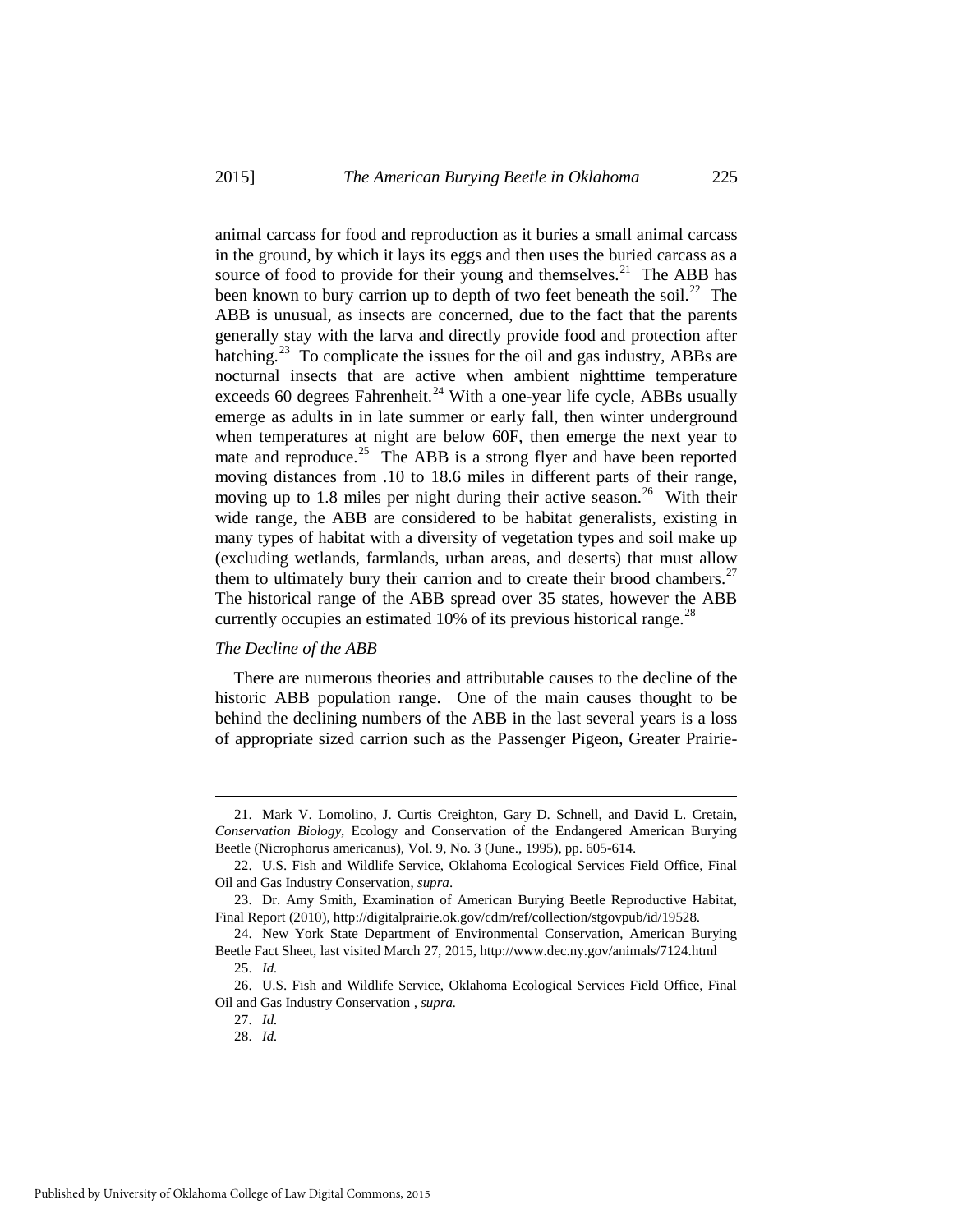animal carcass for food and reproduction as it buries a small animal carcass in the ground, by which it lays its eggs and then uses the buried carcass as a source of food to provide for their young and themselves.[21] The ABB has been known to bury carrion up to depth of two feet beneath the soil.[22] The ABB is unusual, as insects are concerned, due to the fact that the parents generally stay with the larva and directly provide food and protection after hatching.[23] To complicate the issues for the oil and gas industry, ABBs are nocturnal insects that are active when ambient nighttime temperature exceeds 60 degrees Fahrenheit.[24] With a one-year life cycle, ABBs usually emerge as adults in in late summer or early fall, then winter underground when temperatures at night are below 60F, then emerge the next year to mate and reproduce.[25] The ABB is a strong flyer and have been reported moving distances from .10 to 18.6 miles in different parts of their range, moving up to 1.8 miles per night during their active season.[26] With their wide range, the ABB are considered to be habitat generalists, existing in many types of habitat with a diversity of vegetation types and soil make up (excluding wetlands, farmlands, urban areas, and deserts) that must allow them to ultimately bury their carrion and to create their brood chambers.[27] The historical range of the ABB spread over 35 states, however the ABB currently occupies an estimated 10% of its previous historical range.[28]

*The Decline of the ABB*

There are numerous theories and attributable causes to the decline of the historic ABB population range. One of the main causes thought to be behind the declining numbers of the ABB in the last several years is a loss of appropriate sized carrion such as the Passenger Pigeon, Greater Prairie-

---

21. Mark V. Lomolino, J. Curtis Creighton, Gary D. Schnell, and David L. Cretain, *Conservation Biology*, Ecology and Conservation of the Endangered American Burying Beetle (Nicrophorus americanus), Vol. 9, No. 3 (June., 1995), pp. 605-614.

22. U.S. Fish and Wildlife Service, Oklahoma Ecological Services Field Office, Final Oil and Gas Industry Conservation, *supra*.

23. Dr. Amy Smith, Examination of American Burying Beetle Reproductive Habitat, Final Report (2010), http://digitalprairie.ok.gov/cdm/ref/collection/stgovpub/id/19528.

24. New York State Department of Environmental Conservation, American Burying Beetle Fact Sheet, last visited March 27, 2015, http://www.dec.ny.gov/animals/7124.html

25. *Id.*

26. U.S. Fish and Wildlife Service, Oklahoma Ecological Services Field Office, Final Oil and Gas Industry Conservation , *supra.*

27. *Id.*

28. *Id.*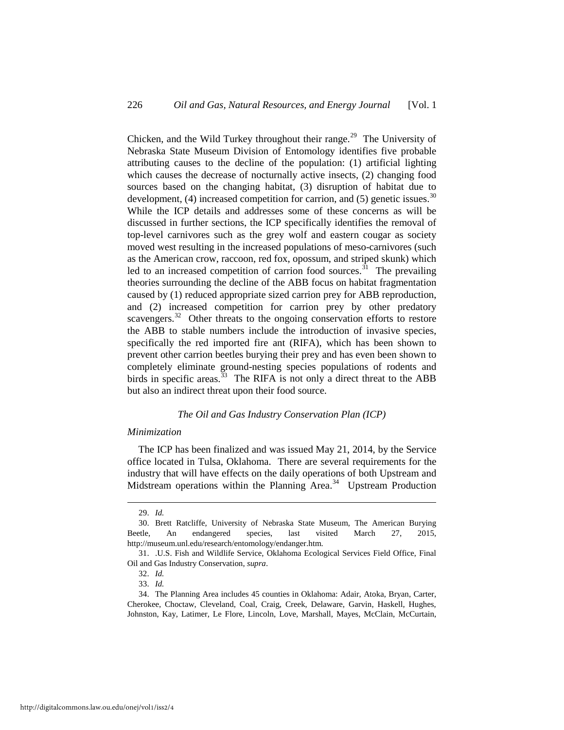Chicken, and the Wild Turkey throughout their range.[29] The University of Nebraska State Museum Division of Entomology identifies five probable attributing causes to the decline of the population: (1) artificial lighting which causes the decrease of nocturnally active insects, (2) changing food sources based on the changing habitat, (3) disruption of habitat due to development, (4) increased competition for carrion, and (5) genetic issues.[30] While the ICP details and addresses some of these concerns as will be discussed in further sections, the ICP specifically identifies the removal of top-level carnivores such as the grey wolf and eastern cougar as society moved west resulting in the increased populations of meso-carnivores (such as the American crow, raccoon, red fox, opossum, and striped skunk) which led to an increased competition of carrion food sources.[31] The prevailing theories surrounding the decline of the ABB focus on habitat fragmentation caused by (1) reduced appropriate sized carrion prey for ABB reproduction, and (2) increased competition for carrion prey by other predatory scavengers.[32] Other threats to the ongoing conservation efforts to restore the ABB to stable numbers include the introduction of invasive species, specifically the red imported fire ant (RIFA), which has been shown to prevent other carrion beetles burying their prey and has even been shown to completely eliminate ground-nesting species populations of rodents and birds in specific areas.[33] The RIFA is not only a direct threat to the ABB but also an indirect threat upon their food source.

### *The Oil and Gas Industry Conservation Plan (ICP)*

#### *Minimization*

The ICP has been finalized and was issued May 21, 2014, by the Service office located in Tulsa, Oklahoma. There are several requirements for the industry that will have effects on the daily operations of both Upstream and Midstream operations within the Planning Area.[34] Upstream Production

---

29. *Id.*

30. Brett Ratcliffe, University of Nebraska State Museum, The American Burying Beetle, An endangered species, last visited March 27, 2015, http://museum.unl.edu/research/entomology/endanger.htm.

31. .U.S. Fish and Wildlife Service, Oklahoma Ecological Services Field Office, Final Oil and Gas Industry Conservation, *supra*.

32. *Id.*

33. *Id.*

34. The Planning Area includes 45 counties in Oklahoma: Adair, Atoka, Bryan, Carter, Cherokee, Choctaw, Cleveland, Coal, Craig, Creek, Delaware, Garvin, Haskell, Hughes, Johnston, Kay, Latimer, Le Flore, Lincoln, Love, Marshall, Mayes, McClain, McCurtain,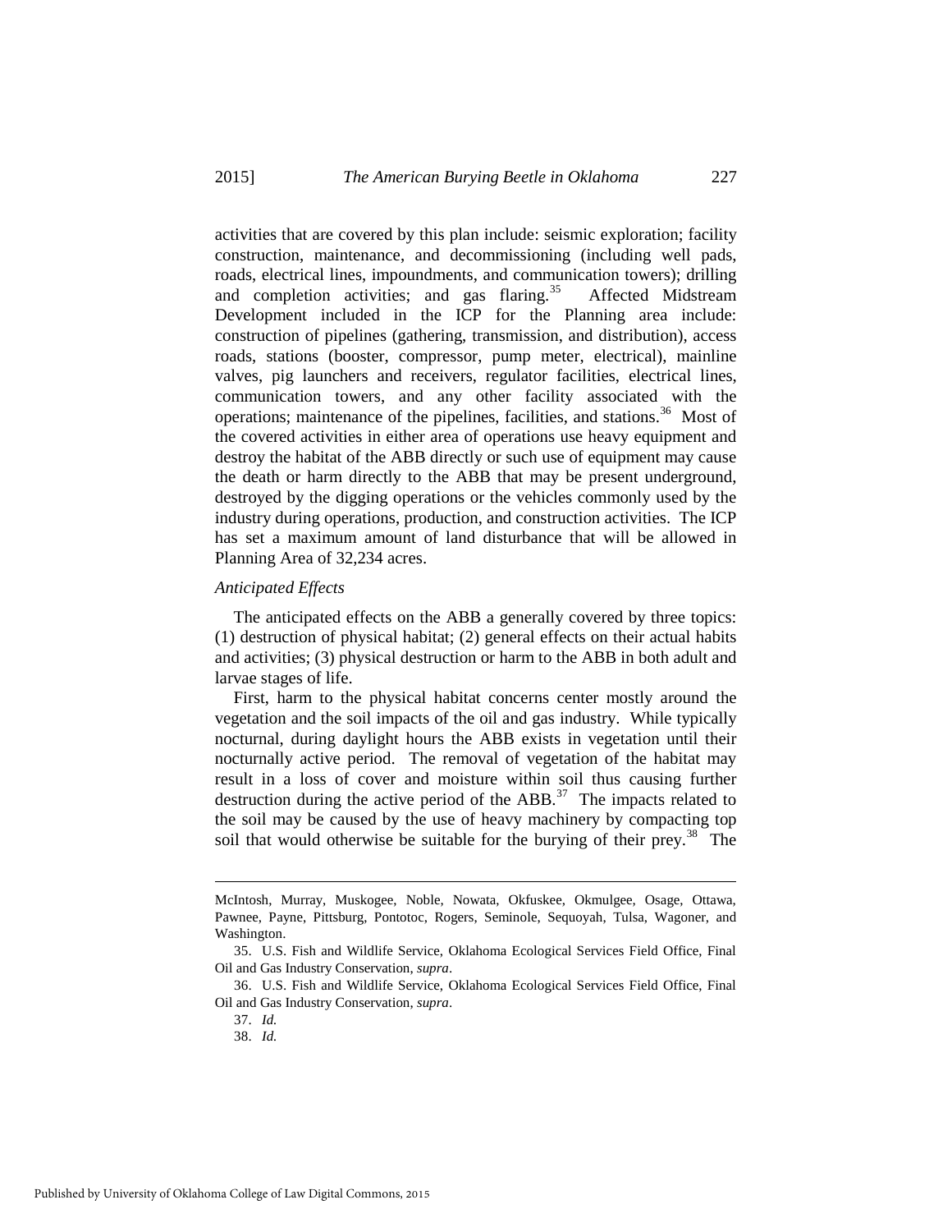activities that are covered by this plan include: seismic exploration; facility construction, maintenance, and decommissioning (including well pads, roads, electrical lines, impoundments, and communication towers); drilling and completion activities; and gas flaring.[35] Affected Midstream Development included in the ICP for the Planning area include: construction of pipelines (gathering, transmission, and distribution), access roads, stations (booster, compressor, pump meter, electrical), mainline valves, pig launchers and receivers, regulator facilities, electrical lines, communication towers, and any other facility associated with the operations; maintenance of the pipelines, facilities, and stations.[36] Most of the covered activities in either area of operations use heavy equipment and destroy the habitat of the ABB directly or such use of equipment may cause the death or harm directly to the ABB that may be present underground, destroyed by the digging operations or the vehicles commonly used by the industry during operations, production, and construction activities. The ICP has set a maximum amount of land disturbance that will be allowed in Planning Area of 32,234 acres.

*Anticipated Effects*

The anticipated effects on the ABB a generally covered by three topics: (1) destruction of physical habitat; (2) general effects on their actual habits and activities; (3) physical destruction or harm to the ABB in both adult and larvae stages of life.

First, harm to the physical habitat concerns center mostly around the vegetation and the soil impacts of the oil and gas industry. While typically nocturnal, during daylight hours the ABB exists in vegetation until their nocturnally active period. The removal of vegetation of the habitat may result in a loss of cover and moisture within soil thus causing further destruction during the active period of the ABB.[37] The impacts related to the soil may be caused by the use of heavy machinery by compacting top soil that would otherwise be suitable for the burying of their prey.[38] The

---

McIntosh, Murray, Muskogee, Noble, Nowata, Okfuskee, Okmulgee, Osage, Ottawa, Pawnee, Payne, Pittsburg, Pontotoc, Rogers, Seminole, Sequoyah, Tulsa, Wagoner, and Washington.

35. U.S. Fish and Wildlife Service, Oklahoma Ecological Services Field Office, Final Oil and Gas Industry Conservation, *supra*.

36. U.S. Fish and Wildlife Service, Oklahoma Ecological Services Field Office, Final Oil and Gas Industry Conservation, *supra*.

37. *Id.*

38. *Id.*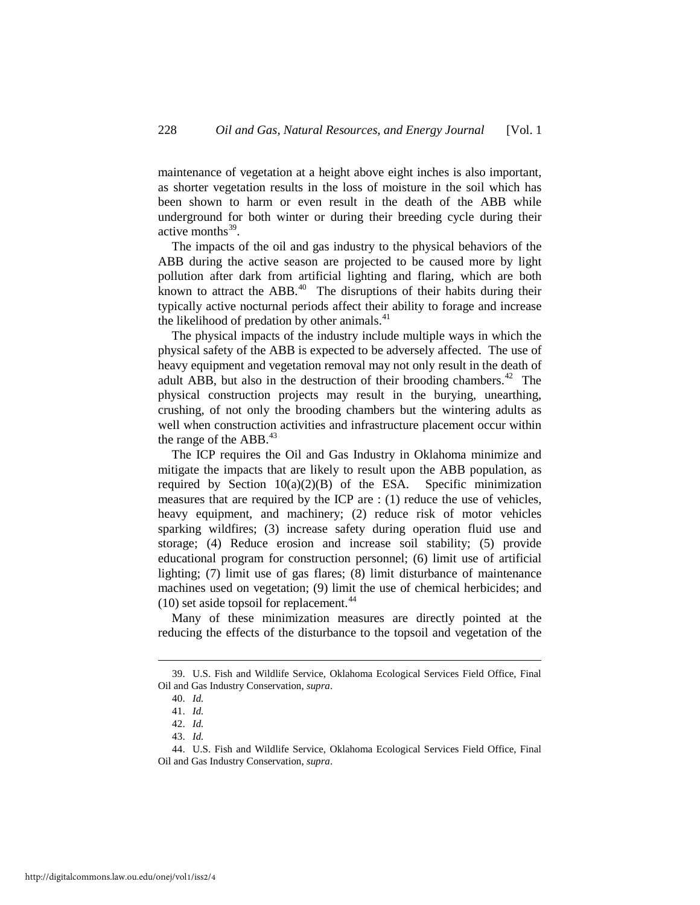maintenance of vegetation at a height above eight inches is also important, as shorter vegetation results in the loss of moisture in the soil which has been shown to harm or even result in the death of the ABB while underground for both winter or during their breeding cycle during their active months[39].

The impacts of the oil and gas industry to the physical behaviors of the ABB during the active season are projected to be caused more by light pollution after dark from artificial lighting and flaring, which are both known to attract the ABB.[40] The disruptions of their habits during their typically active nocturnal periods affect their ability to forage and increase the likelihood of predation by other animals.[41]

The physical impacts of the industry include multiple ways in which the physical safety of the ABB is expected to be adversely affected. The use of heavy equipment and vegetation removal may not only result in the death of adult ABB, but also in the destruction of their brooding chambers.[42] The physical construction projects may result in the burying, unearthing, crushing, of not only the brooding chambers but the wintering adults as well when construction activities and infrastructure placement occur within the range of the ABB.[43]

The ICP requires the Oil and Gas Industry in Oklahoma minimize and mitigate the impacts that are likely to result upon the ABB population, as required by Section 10(a)(2)(B) of the ESA. Specific minimization measures that are required by the ICP are : (1) reduce the use of vehicles, heavy equipment, and machinery; (2) reduce risk of motor vehicles sparking wildfires; (3) increase safety during operation fluid use and storage; (4) Reduce erosion and increase soil stability; (5) provide educational program for construction personnel; (6) limit use of artificial lighting; (7) limit use of gas flares; (8) limit disturbance of maintenance machines used on vegetation; (9) limit the use of chemical herbicides; and (10) set aside topsoil for replacement.[44]

Many of these minimization measures are directly pointed at the reducing the effects of the disturbance to the topsoil and vegetation of the

---

39. U.S. Fish and Wildlife Service, Oklahoma Ecological Services Field Office, Final Oil and Gas Industry Conservation, *supra*.

40. *Id.*

41. *Id.*

42. *Id.*

43. *Id.*

44. U.S. Fish and Wildlife Service, Oklahoma Ecological Services Field Office, Final Oil and Gas Industry Conservation, *supra*.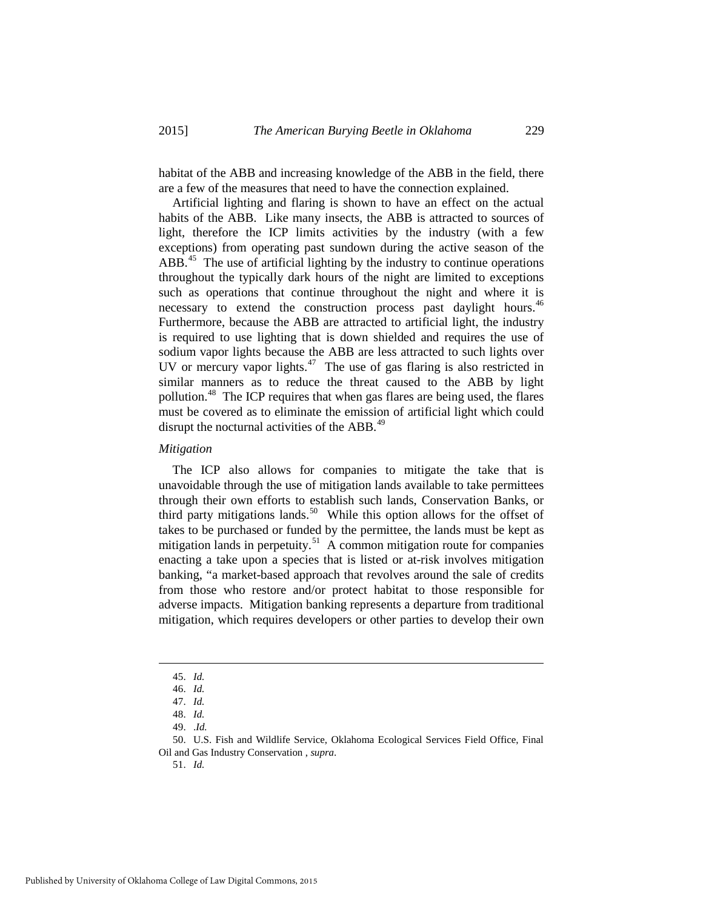habitat of the ABB and increasing knowledge of the ABB in the field, there are a few of the measures that need to have the connection explained.

Artificial lighting and flaring is shown to have an effect on the actual habits of the ABB. Like many insects, the ABB is attracted to sources of light, therefore the ICP limits activities by the industry (with a few exceptions) from operating past sundown during the active season of the ABB.[45] The use of artificial lighting by the industry to continue operations throughout the typically dark hours of the night are limited to exceptions such as operations that continue throughout the night and where it is necessary to extend the construction process past daylight hours.[46] Furthermore, because the ABB are attracted to artificial light, the industry is required to use lighting that is down shielded and requires the use of sodium vapor lights because the ABB are less attracted to such lights over UV or mercury vapor lights.[47] The use of gas flaring is also restricted in similar manners as to reduce the threat caused to the ABB by light pollution.[48] The ICP requires that when gas flares are being used, the flares must be covered as to eliminate the emission of artificial light which could disrupt the nocturnal activities of the ABB.[49]

*Mitigation*

The ICP also allows for companies to mitigate the take that is unavoidable through the use of mitigation lands available to take permittees through their own efforts to establish such lands, Conservation Banks, or third party mitigations lands.[50] While this option allows for the offset of takes to be purchased or funded by the permittee, the lands must be kept as mitigation lands in perpetuity.[51] A common mitigation route for companies enacting a take upon a species that is listed or at-risk involves mitigation banking, "a market-based approach that revolves around the sale of credits from those who restore and/or protect habitat to those responsible for adverse impacts. Mitigation banking represents a departure from traditional mitigation, which requires developers or other parties to develop their own

---

45. *Id.*
46. *Id.*
47. *Id.*
48. *Id.*
49. .*Id.*
50. U.S. Fish and Wildlife Service, Oklahoma Ecological Services Field Office, Final Oil and Gas Industry Conservation , *supra*.
51. *Id.*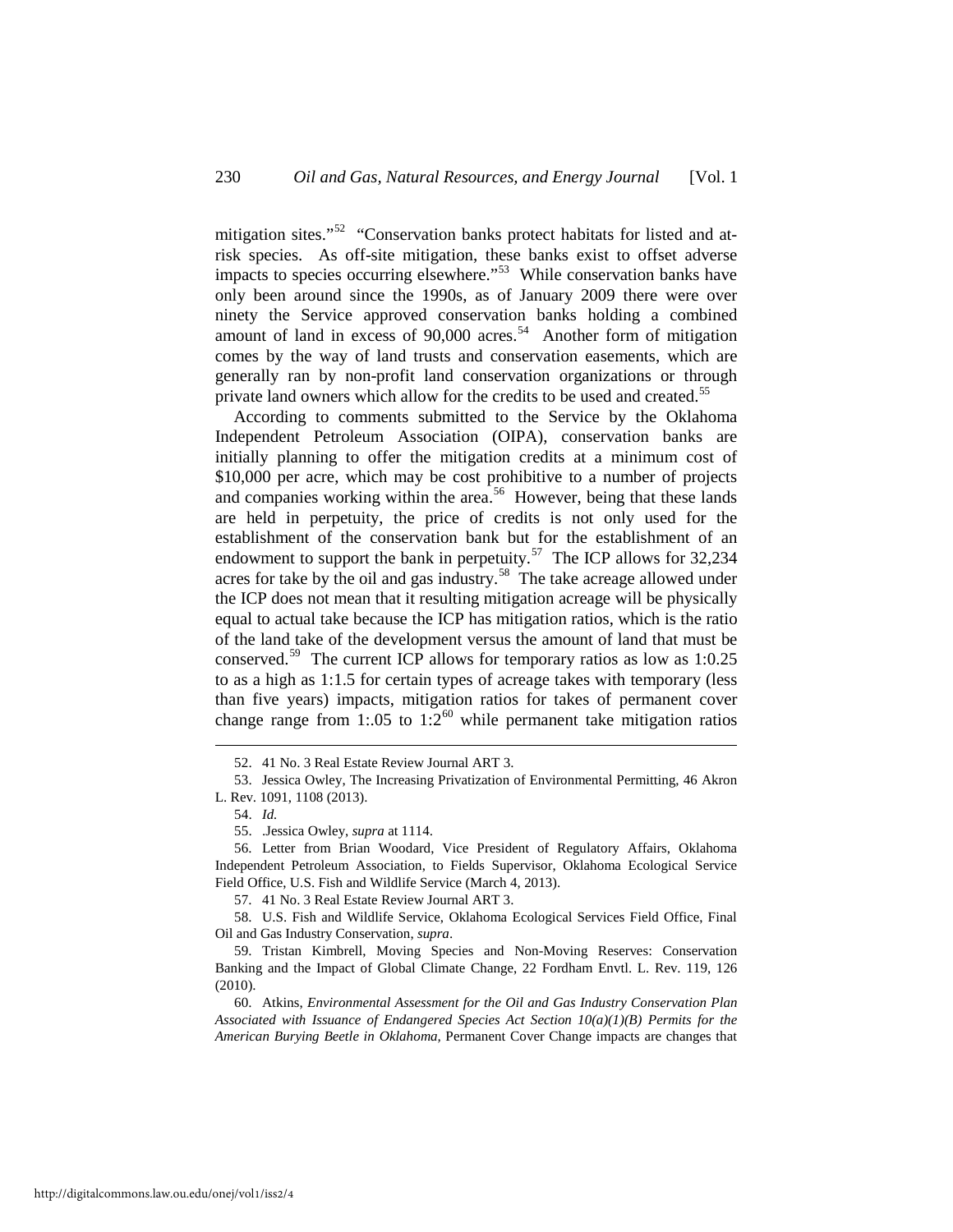mitigation sites."[52] "Conservation banks protect habitats for listed and at-risk species. As off-site mitigation, these banks exist to offset adverse impacts to species occurring elsewhere."[53] While conservation banks have only been around since the 1990s, as of January 2009 there were over ninety the Service approved conservation banks holding a combined amount of land in excess of 90,000 acres.[54] Another form of mitigation comes by the way of land trusts and conservation easements, which are generally ran by non-profit land conservation organizations or through private land owners which allow for the credits to be used and created.[55]

According to comments submitted to the Service by the Oklahoma Independent Petroleum Association (OIPA), conservation banks are initially planning to offer the mitigation credits at a minimum cost of $10,000 per acre, which may be cost prohibitive to a number of projects and companies working within the area.[56] However, being that these lands are held in perpetuity, the price of credits is not only used for the establishment of the conservation bank but for the establishment of an endowment to support the bank in perpetuity.[57] The ICP allows for 32,234 acres for take by the oil and gas industry.[58] The take acreage allowed under the ICP does not mean that it resulting mitigation acreage will be physically equal to actual take because the ICP has mitigation ratios, which is the ratio of the land take of the development versus the amount of land that must be conserved.[59] The current ICP allows for temporary ratios as low as 1:0.25 to as a high as 1:1.5 for certain types of acreage takes with temporary (less than five years) impacts, mitigation ratios for takes of permanent cover change range from 1:.05 to 1:2[60] while permanent take mitigation ratios

---

52. 41 No. 3 Real Estate Review Journal ART 3.

53. Jessica Owley, The Increasing Privatization of Environmental Permitting, 46 Akron L. Rev. 1091, 1108 (2013).

54. *Id.*

55. .Jessica Owley, *supra* at 1114.

56. Letter from Brian Woodard, Vice President of Regulatory Affairs, Oklahoma Independent Petroleum Association, to Fields Supervisor, Oklahoma Ecological Service Field Office, U.S. Fish and Wildlife Service (March 4, 2013).

57. 41 No. 3 Real Estate Review Journal ART 3.

58. U.S. Fish and Wildlife Service, Oklahoma Ecological Services Field Office, Final Oil and Gas Industry Conservation, *supra*.

59. Tristan Kimbrell, Moving Species and Non-Moving Reserves: Conservation Banking and the Impact of Global Climate Change, 22 Fordham Envtl. L. Rev. 119, 126 (2010).

60. Atkins, *Environmental Assessment for the Oil and Gas Industry Conservation Plan Associated with Issuance of Endangered Species Act Section 10(a)(1)(B) Permits for the American Burying Beetle in Oklahoma*, Permanent Cover Change impacts are changes that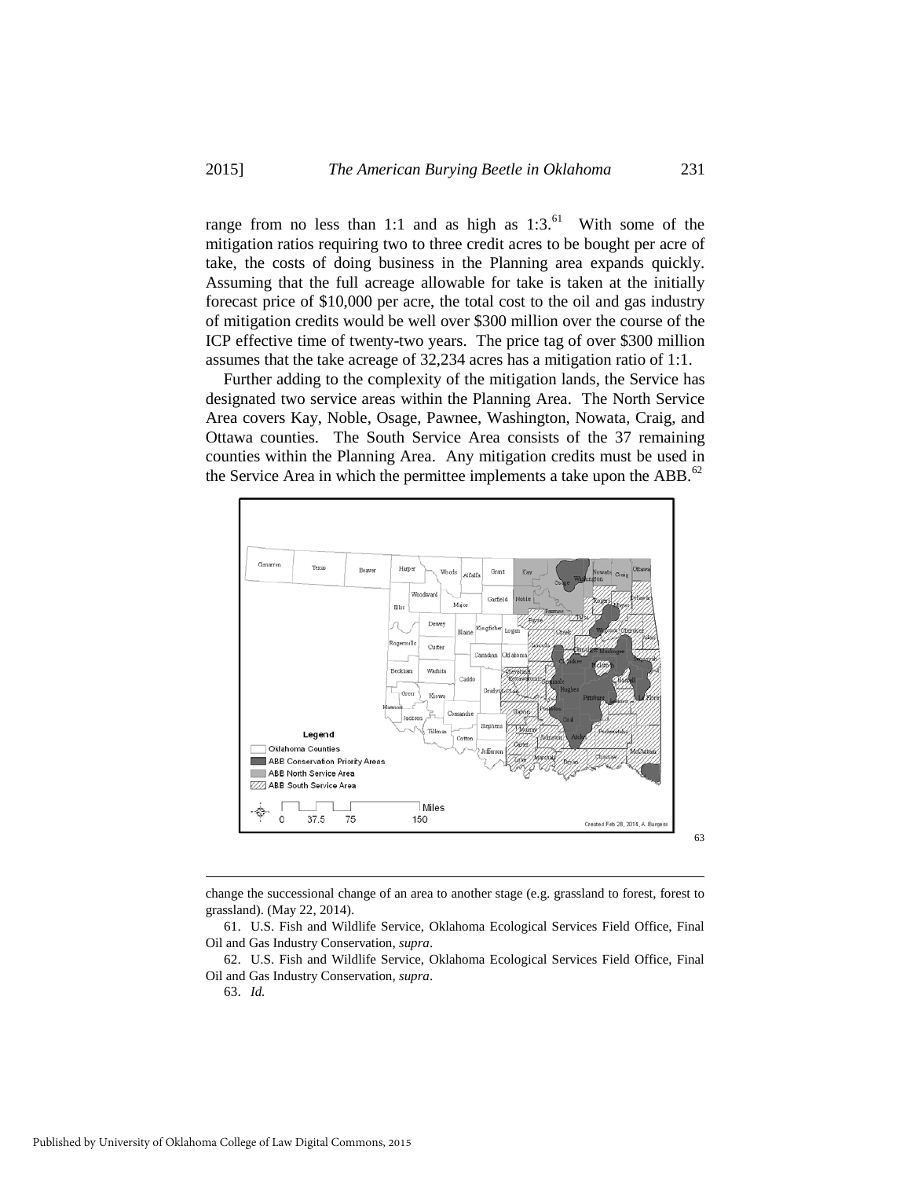range from no less than 1:1 and as high as 1:3.[61] With some of the mitigation ratios requiring two to three credit acres to be bought per acre of take, the costs of doing business in the Planning area expands quickly. Assuming that the full acreage allowable for take is taken at the initially forecast price of $10,000 per acre, the total cost to the oil and gas industry of mitigation credits would be well over $300 million over the course of the ICP effective time of twenty-two years. The price tag of over $300 million assumes that the take acreage of 32,234 acres has a mitigation ratio of 1:1.

Further adding to the complexity of the mitigation lands, the Service has designated two service areas within the Planning Area. The North Service Area covers Kay, Noble, Osage, Pawnee, Washington, Nowata, Craig, and Ottawa counties. The South Service Area consists of the 37 remaining counties within the Planning Area. Any mitigation credits must be used in the Service Area in which the permittee implements a take upon the ABB.[62]

[63]

change the successional change of an area to another stage (e.g. grassland to forest, forest to grassland). (May 22, 2014).

61. U.S. Fish and Wildlife Service, Oklahoma Ecological Services Field Office, Final Oil and Gas Industry Conservation, *supra*.

62. U.S. Fish and Wildlife Service, Oklahoma Ecological Services Field Office, Final Oil and Gas Industry Conservation, *supra*.

63. *Id.*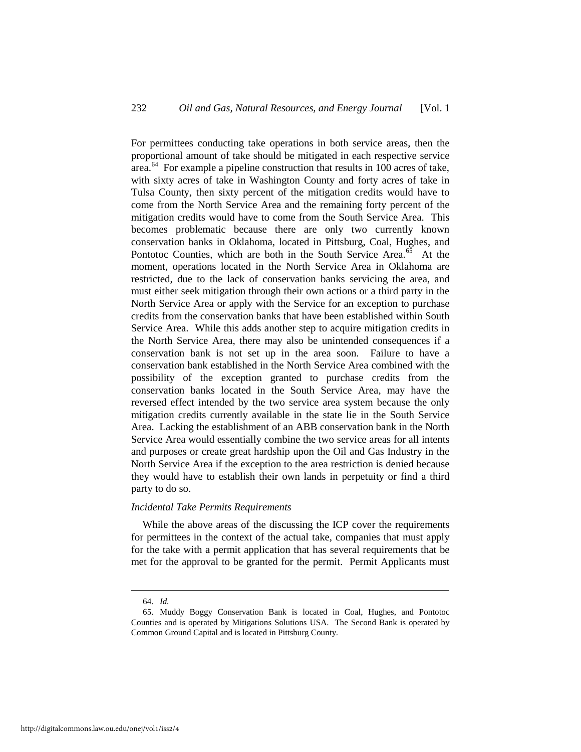For permittees conducting take operations in both service areas, then the proportional amount of take should be mitigated in each respective service area.[64] For example a pipeline construction that results in 100 acres of take, with sixty acres of take in Washington County and forty acres of take in Tulsa County, then sixty percent of the mitigation credits would have to come from the North Service Area and the remaining forty percent of the mitigation credits would have to come from the South Service Area. This becomes problematic because there are only two currently known conservation banks in Oklahoma, located in Pittsburg, Coal, Hughes, and Pontotoc Counties, which are both in the South Service Area.[65] At the moment, operations located in the North Service Area in Oklahoma are restricted, due to the lack of conservation banks servicing the area, and must either seek mitigation through their own actions or a third party in the North Service Area or apply with the Service for an exception to purchase credits from the conservation banks that have been established within South Service Area. While this adds another step to acquire mitigation credits in the North Service Area, there may also be unintended consequences if a conservation bank is not set up in the area soon. Failure to have a conservation bank established in the North Service Area combined with the possibility of the exception granted to purchase credits from the conservation banks located in the South Service Area, may have the reversed effect intended by the two service area system because the only mitigation credits currently available in the state lie in the South Service Area. Lacking the establishment of an ABB conservation bank in the North Service Area would essentially combine the two service areas for all intents and purposes or create great hardship upon the Oil and Gas Industry in the North Service Area if the exception to the area restriction is denied because they would have to establish their own lands in perpetuity or find a third party to do so.

*Incidental Take Permits Requirements*

While the above areas of the discussing the ICP cover the requirements for permittees in the context of the actual take, companies that must apply for the take with a permit application that has several requirements that be met for the approval to be granted for the permit. Permit Applicants must

64. *Id.*

65. Muddy Boggy Conservation Bank is located in Coal, Hughes, and Pontotoc Counties and is operated by Mitigations Solutions USA. The Second Bank is operated by Common Ground Capital and is located in Pittsburg County.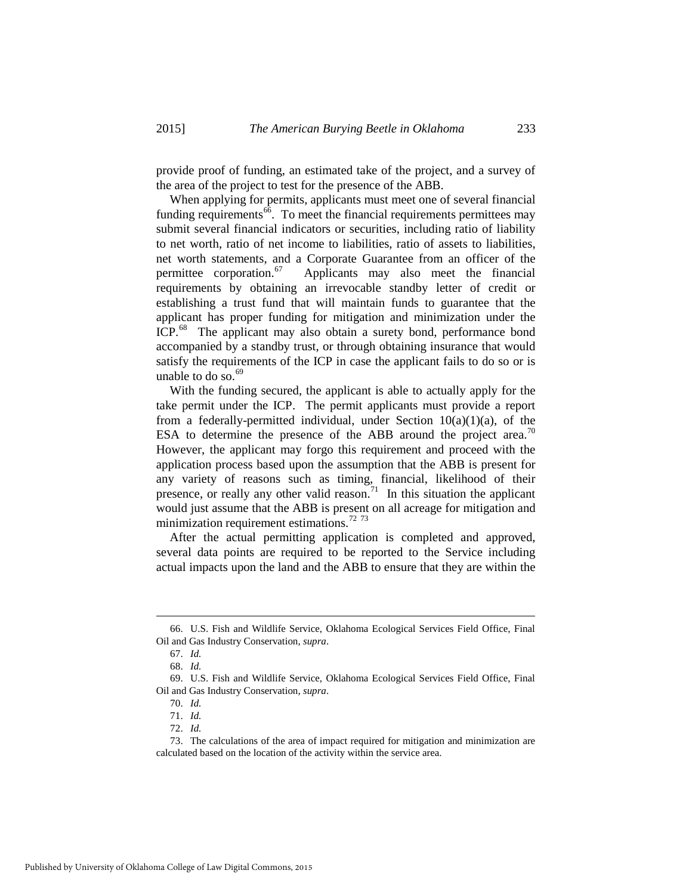provide proof of funding, an estimated take of the project, and a survey of the area of the project to test for the presence of the ABB.

When applying for permits, applicants must meet one of several financial funding requirements[66]. To meet the financial requirements permittees may submit several financial indicators or securities, including ratio of liability to net worth, ratio of net income to liabilities, ratio of assets to liabilities, net worth statements, and a Corporate Guarantee from an officer of the permittee corporation.[67] Applicants may also meet the financial requirements by obtaining an irrevocable standby letter of credit or establishing a trust fund that will maintain funds to guarantee that the applicant has proper funding for mitigation and minimization under the ICP.[68] The applicant may also obtain a surety bond, performance bond accompanied by a standby trust, or through obtaining insurance that would satisfy the requirements of the ICP in case the applicant fails to do so or is unable to do so.[69]

With the funding secured, the applicant is able to actually apply for the take permit under the ICP. The permit applicants must provide a report from a federally-permitted individual, under Section 10(a)(1)(a), of the ESA to determine the presence of the ABB around the project area.[70] However, the applicant may forgo this requirement and proceed with the application process based upon the assumption that the ABB is present for any variety of reasons such as timing, financial, likelihood of their presence, or really any other valid reason.[71] In this situation the applicant would just assume that the ABB is present on all acreage for mitigation and minimization requirement estimations.[72] [73]

After the actual permitting application is completed and approved, several data points are required to be reported to the Service including actual impacts upon the land and the ABB to ensure that they are within the

---

66. U.S. Fish and Wildlife Service, Oklahoma Ecological Services Field Office, Final Oil and Gas Industry Conservation, *supra*.

67. *Id.*

68. *Id.*

69. U.S. Fish and Wildlife Service, Oklahoma Ecological Services Field Office, Final Oil and Gas Industry Conservation, *supra*.

70. *Id.*

71. *Id.*

72. *Id.*

73. The calculations of the area of impact required for mitigation and minimization are calculated based on the location of the activity within the service area.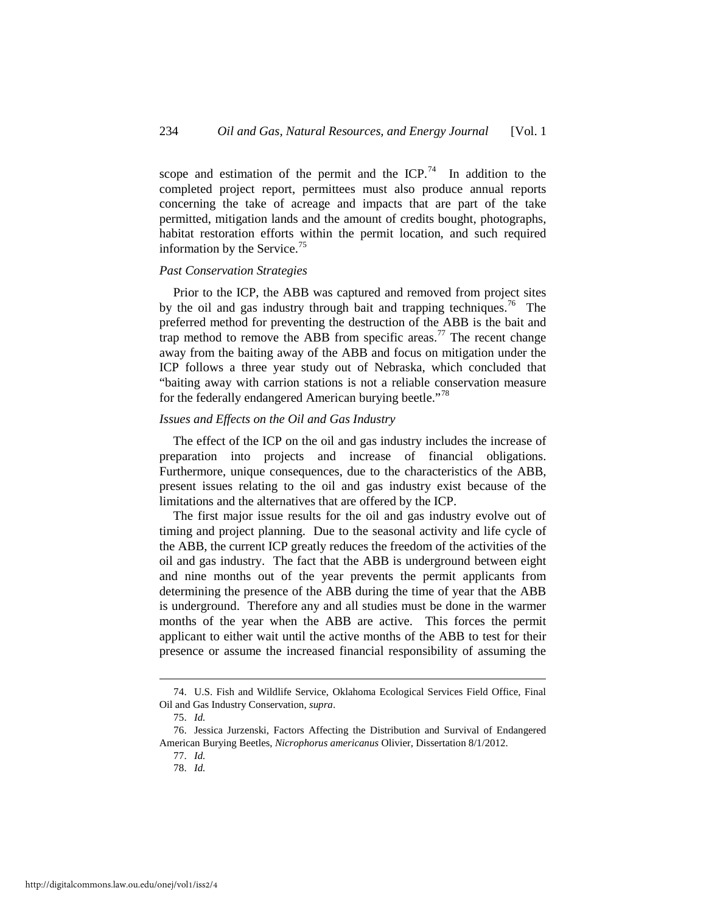scope and estimation of the permit and the ICP.[74] In addition to the completed project report, permittees must also produce annual reports concerning the take of acreage and impacts that are part of the take permitted, mitigation lands and the amount of credits bought, photographs, habitat restoration efforts within the permit location, and such required information by the Service.[75]

### *Past Conservation Strategies*

Prior to the ICP, the ABB was captured and removed from project sites by the oil and gas industry through bait and trapping techniques.[76] The preferred method for preventing the destruction of the ABB is the bait and trap method to remove the ABB from specific areas.[77] The recent change away from the baiting away of the ABB and focus on mitigation under the ICP follows a three year study out of Nebraska, which concluded that "baiting away with carrion stations is not a reliable conservation measure for the federally endangered American burying beetle."[78]

### *Issues and Effects on the Oil and Gas Industry*

The effect of the ICP on the oil and gas industry includes the increase of preparation into projects and increase of financial obligations. Furthermore, unique consequences, due to the characteristics of the ABB, present issues relating to the oil and gas industry exist because of the limitations and the alternatives that are offered by the ICP.

The first major issue results for the oil and gas industry evolve out of timing and project planning. Due to the seasonal activity and life cycle of the ABB, the current ICP greatly reduces the freedom of the activities of the oil and gas industry. The fact that the ABB is underground between eight and nine months out of the year prevents the permit applicants from determining the presence of the ABB during the time of year that the ABB is underground. Therefore any and all studies must be done in the warmer months of the year when the ABB are active. This forces the permit applicant to either wait until the active months of the ABB to test for their presence or assume the increased financial responsibility of assuming the

---

74. U.S. Fish and Wildlife Service, Oklahoma Ecological Services Field Office, Final Oil and Gas Industry Conservation, *supra*.

75. *Id.*

76. Jessica Jurzenski, Factors Affecting the Distribution and Survival of Endangered American Burying Beetles, *Nicrophorus americanus* Olivier, Dissertation 8/1/2012.

77. *Id.*

78. *Id.*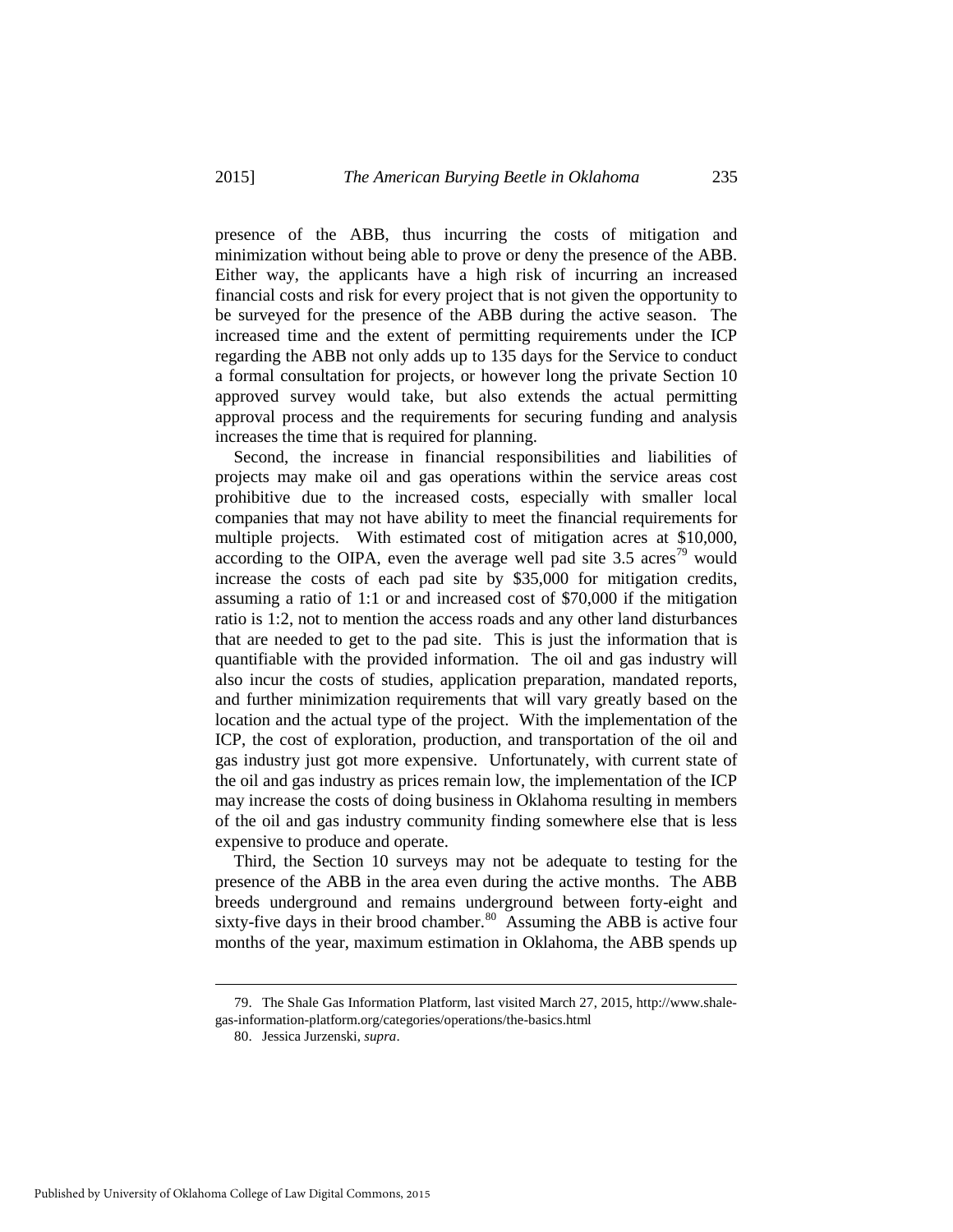presence of the ABB, thus incurring the costs of mitigation and minimization without being able to prove or deny the presence of the ABB. Either way, the applicants have a high risk of incurring an increased financial costs and risk for every project that is not given the opportunity to be surveyed for the presence of the ABB during the active season. The increased time and the extent of permitting requirements under the ICP regarding the ABB not only adds up to 135 days for the Service to conduct a formal consultation for projects, or however long the private Section 10 approved survey would take, but also extends the actual permitting approval process and the requirements for securing funding and analysis increases the time that is required for planning.

Second, the increase in financial responsibilities and liabilities of projects may make oil and gas operations within the service areas cost prohibitive due to the increased costs, especially with smaller local companies that may not have ability to meet the financial requirements for multiple projects. With estimated cost of mitigation acres at $10,000, according to the OIPA, even the average well pad site 3.5 acres[79] would increase the costs of each pad site by $35,000 for mitigation credits, assuming a ratio of 1:1 or and increased cost of $70,000 if the mitigation ratio is 1:2, not to mention the access roads and any other land disturbances that are needed to get to the pad site. This is just the information that is quantifiable with the provided information. The oil and gas industry will also incur the costs of studies, application preparation, mandated reports, and further minimization requirements that will vary greatly based on the location and the actual type of the project. With the implementation of the ICP, the cost of exploration, production, and transportation of the oil and gas industry just got more expensive. Unfortunately, with current state of the oil and gas industry as prices remain low, the implementation of the ICP may increase the costs of doing business in Oklahoma resulting in members of the oil and gas industry community finding somewhere else that is less expensive to produce and operate.

Third, the Section 10 surveys may not be adequate to testing for the presence of the ABB in the area even during the active months. The ABB breeds underground and remains underground between forty-eight and sixty-five days in their brood chamber.[80] Assuming the ABB is active four months of the year, maximum estimation in Oklahoma, the ABB spends up

---

79. The Shale Gas Information Platform, last visited March 27, 2015, http://www.shale-gas-information-platform.org/categories/operations/the-basics.html

80. Jessica Jurzenski, *supra*.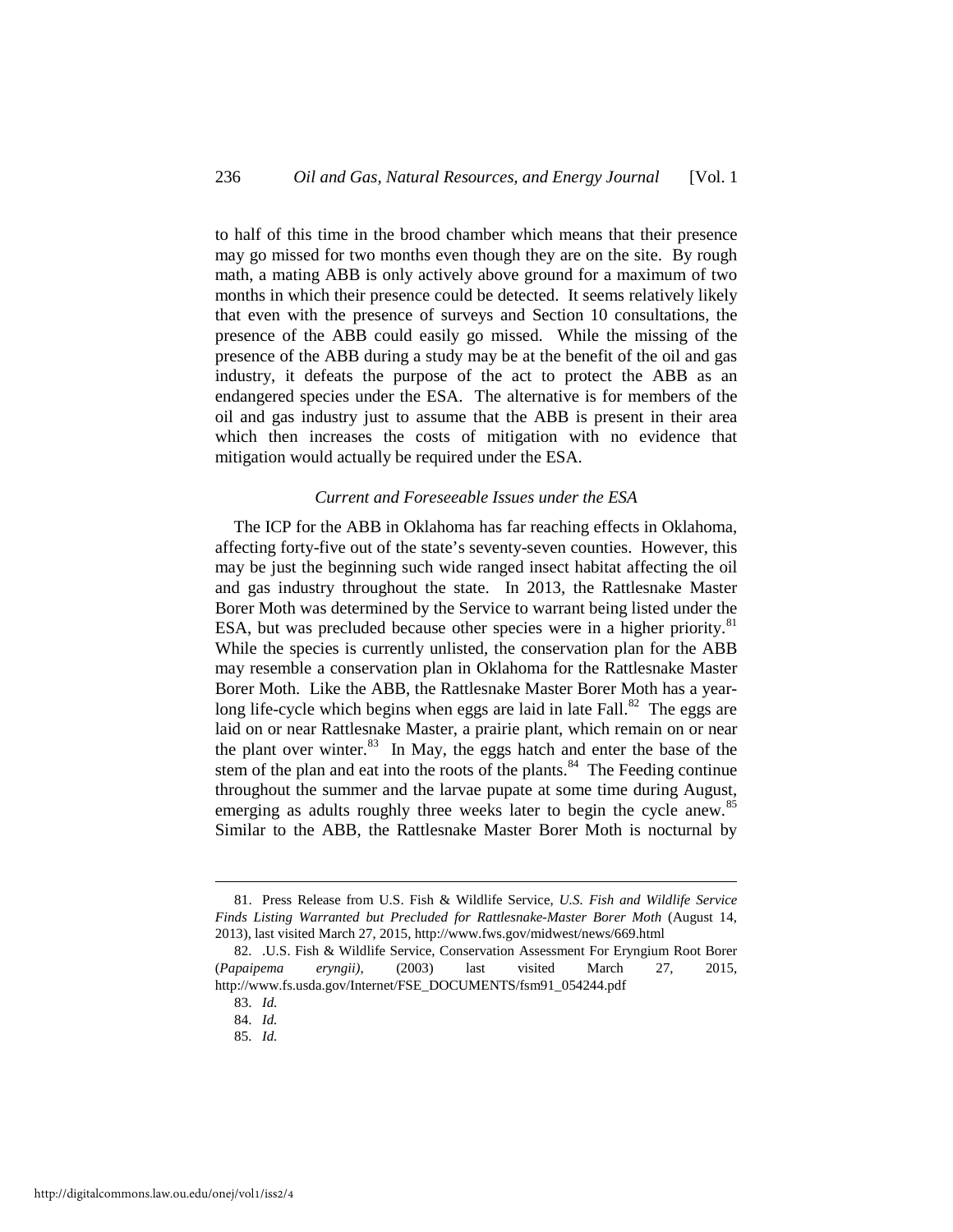to half of this time in the brood chamber which means that their presence may go missed for two months even though they are on the site. By rough math, a mating ABB is only actively above ground for a maximum of two months in which their presence could be detected. It seems relatively likely that even with the presence of surveys and Section 10 consultations, the presence of the ABB could easily go missed. While the missing of the presence of the ABB during a study may be at the benefit of the oil and gas industry, it defeats the purpose of the act to protect the ABB as an endangered species under the ESA. The alternative is for members of the oil and gas industry just to assume that the ABB is present in their area which then increases the costs of mitigation with no evidence that mitigation would actually be required under the ESA.

*Current and Foreseeable Issues under the ESA*

The ICP for the ABB in Oklahoma has far reaching effects in Oklahoma, affecting forty-five out of the state's seventy-seven counties. However, this may be just the beginning such wide ranged insect habitat affecting the oil and gas industry throughout the state. In 2013, the Rattlesnake Master Borer Moth was determined by the Service to warrant being listed under the ESA, but was precluded because other species were in a higher priority.[81] While the species is currently unlisted, the conservation plan for the ABB may resemble a conservation plan in Oklahoma for the Rattlesnake Master Borer Moth. Like the ABB, the Rattlesnake Master Borer Moth has a year-long life-cycle which begins when eggs are laid in late Fall.[82] The eggs are laid on or near Rattlesnake Master, a prairie plant, which remain on or near the plant over winter.[83] In May, the eggs hatch and enter the base of the stem of the plan and eat into the roots of the plants.[84] The Feeding continue throughout the summer and the larvae pupate at some time during August, emerging as adults roughly three weeks later to begin the cycle anew.[85] Similar to the ABB, the Rattlesnake Master Borer Moth is nocturnal by

81. Press Release from U.S. Fish & Wildlife Service, *U.S. Fish and Wildlife Service Finds Listing Warranted but Precluded for Rattlesnake-Master Borer Moth* (August 14, 2013), last visited March 27, 2015, http://www.fws.gov/midwest/news/669.html

82. .U.S. Fish & Wildlife Service, Conservation Assessment For Eryngium Root Borer (*Papaipema eryngii)*, (2003) last visited March 27, 2015, http://www.fs.usda.gov/Internet/FSE_DOCUMENTS/fsm91_054244.pdf

83. *Id.*

84. *Id.*

85. *Id.*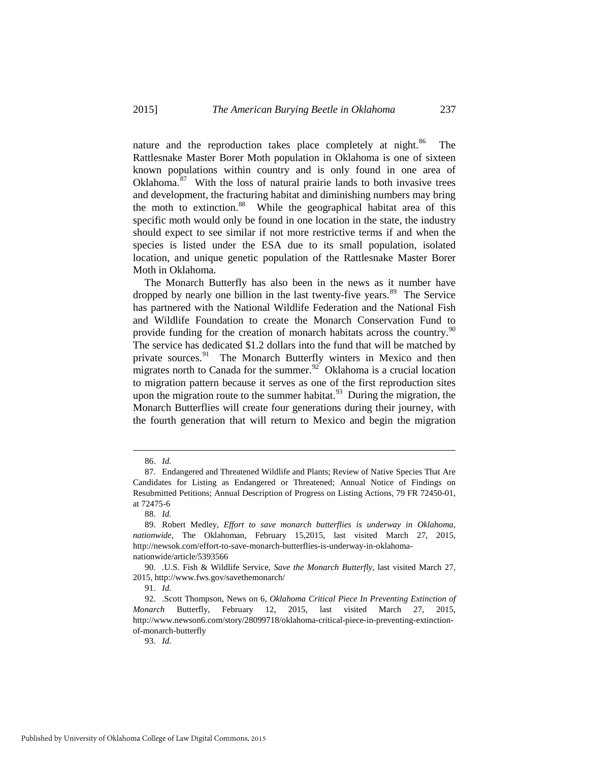nature and the reproduction takes place completely at night.[86] The Rattlesnake Master Borer Moth population in Oklahoma is one of sixteen known populations within country and is only found in one area of Oklahoma.[87] With the loss of natural prairie lands to both invasive trees and development, the fracturing habitat and diminishing numbers may bring the moth to extinction.[88] While the geographical habitat area of this specific moth would only be found in one location in the state, the industry should expect to see similar if not more restrictive terms if and when the species is listed under the ESA due to its small population, isolated location, and unique genetic population of the Rattlesnake Master Borer Moth in Oklahoma.

The Monarch Butterfly has also been in the news as it number have dropped by nearly one billion in the last twenty-five years.[89] The Service has partnered with the National Wildlife Federation and the National Fish and Wildlife Foundation to create the Monarch Conservation Fund to provide funding for the creation of monarch habitats across the country.[90] The service has dedicated $1.2 dollars into the fund that will be matched by private sources.[91] The Monarch Butterfly winters in Mexico and then migrates north to Canada for the summer.[92] Oklahoma is a crucial location to migration pattern because it serves as one of the first reproduction sites upon the migration route to the summer habitat.[93] During the migration, the Monarch Butterflies will create four generations during their journey, with the fourth generation that will return to Mexico and begin the migration

---

86. *Id.*

87. Endangered and Threatened Wildlife and Plants; Review of Native Species That Are Candidates for Listing as Endangered or Threatened; Annual Notice of Findings on Resubmitted Petitions; Annual Description of Progress on Listing Actions, 79 FR 72450-01, at 72475-6

88. *Id.*

89. Robert Medley, *Effort to save monarch butterflies is underway in Oklahoma, nationwide*, The Oklahoman, February 15,2015, last visited March 27, 2015, http://newsok.com/effort-to-save-monarch-butterflies-is-underway-in-oklahoma-nationwide/article/5393566

90. .U.S. Fish & Wildlife Service, *Save the Monarch Butterfly*, last visited March 27, 2015, http://www.fws.gov/savethemonarch/

91. *Id.*

92. .Scott Thompson, News on 6, *Oklahoma Critical Piece In Preventing Extinction of Monarch* Butterfly, February 12, 2015, last visited March 27, 2015, http://www.newson6.com/story/28099718/oklahoma-critical-piece-in-preventing-extinction-of-monarch-butterfly

93. *Id.*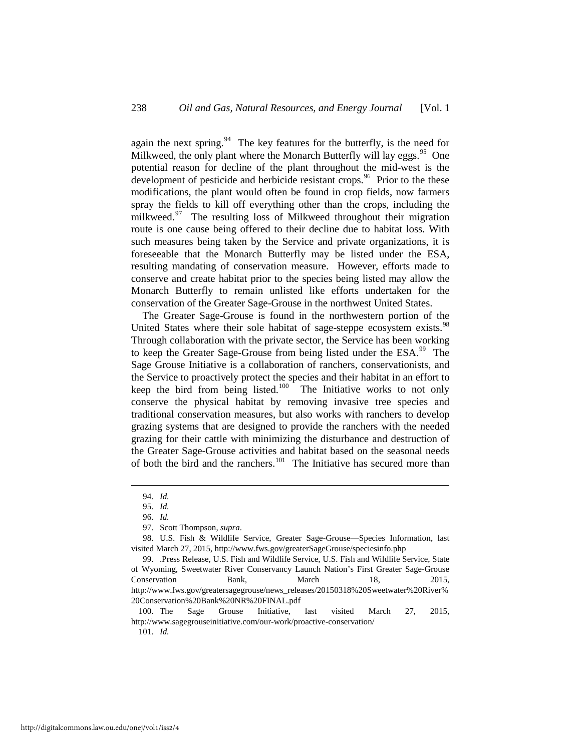again the next spring.[94] The key features for the butterfly, is the need for Milkweed, the only plant where the Monarch Butterfly will lay eggs.[95] One potential reason for decline of the plant throughout the mid-west is the development of pesticide and herbicide resistant crops.[96] Prior to the these modifications, the plant would often be found in crop fields, now farmers spray the fields to kill off everything other than the crops, including the milkweed.[97] The resulting loss of Milkweed throughout their migration route is one cause being offered to their decline due to habitat loss. With such measures being taken by the Service and private organizations, it is foreseeable that the Monarch Butterfly may be listed under the ESA, resulting mandating of conservation measure. However, efforts made to conserve and create habitat prior to the species being listed may allow the Monarch Butterfly to remain unlisted like efforts undertaken for the conservation of the Greater Sage-Grouse in the northwest United States.

The Greater Sage-Grouse is found in the northwestern portion of the United States where their sole habitat of sage-steppe ecosystem exists.[98] Through collaboration with the private sector, the Service has been working to keep the Greater Sage-Grouse from being listed under the ESA.[99] The Sage Grouse Initiative is a collaboration of ranchers, conservationists, and the Service to proactively protect the species and their habitat in an effort to keep the bird from being listed.[100] The Initiative works to not only conserve the physical habitat by removing invasive tree species and traditional conservation measures, but also works with ranchers to develop grazing systems that are designed to provide the ranchers with the needed grazing for their cattle with minimizing the disturbance and destruction of the Greater Sage-Grouse activities and habitat based on the seasonal needs of both the bird and the ranchers.[101] The Initiative has secured more than

---

94. *Id.*

95. *Id.*

96. *Id.*

97. Scott Thompson, *supra*.

98. U.S. Fish & Wildlife Service, Greater Sage-Grouse—Species Information, last visited March 27, 2015, http://www.fws.gov/greaterSageGrouse/speciesinfo.php

99. .Press Release, U.S. Fish and Wildlife Service, U.S. Fish and Wildlife Service, State of Wyoming, Sweetwater River Conservancy Launch Nation's First Greater Sage-Grouse Conservation Bank, March 18, 2015, http://www.fws.gov/greatersagegrouse/news_releases/20150318%20Sweetwater%20River%20Conservation%20Bank%20NR%20FINAL.pdf

100. The Sage Grouse Initiative, last visited March 27, 2015, http://www.sagegrouseinitiative.com/our-work/proactive-conservation/

101. *Id.*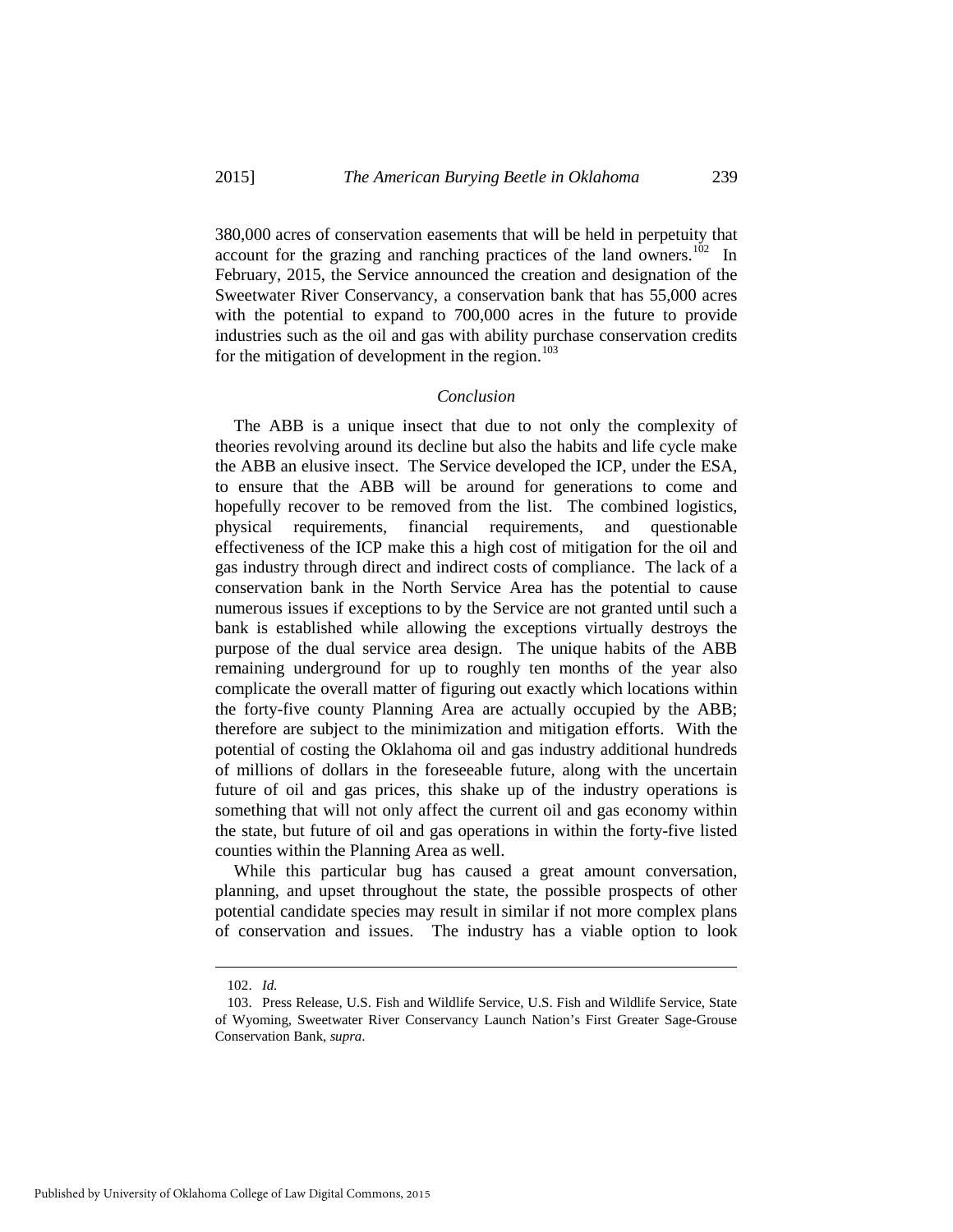380,000 acres of conservation easements that will be held in perpetuity that account for the grazing and ranching practices of the land owners.[102] In February, 2015, the Service announced the creation and designation of the Sweetwater River Conservancy, a conservation bank that has 55,000 acres with the potential to expand to 700,000 acres in the future to provide industries such as the oil and gas with ability purchase conservation credits for the mitigation of development in the region.[103]

*Conclusion*

The ABB is a unique insect that due to not only the complexity of theories revolving around its decline but also the habits and life cycle make the ABB an elusive insect. The Service developed the ICP, under the ESA, to ensure that the ABB will be around for generations to come and hopefully recover to be removed from the list. The combined logistics, physical requirements, financial requirements, and questionable effectiveness of the ICP make this a high cost of mitigation for the oil and gas industry through direct and indirect costs of compliance. The lack of a conservation bank in the North Service Area has the potential to cause numerous issues if exceptions to by the Service are not granted until such a bank is established while allowing the exceptions virtually destroys the purpose of the dual service area design. The unique habits of the ABB remaining underground for up to roughly ten months of the year also complicate the overall matter of figuring out exactly which locations within the forty-five county Planning Area are actually occupied by the ABB; therefore are subject to the minimization and mitigation efforts. With the potential of costing the Oklahoma oil and gas industry additional hundreds of millions of dollars in the foreseeable future, along with the uncertain future of oil and gas prices, this shake up of the industry operations is something that will not only affect the current oil and gas economy within the state, but future of oil and gas operations in within the forty-five listed counties within the Planning Area as well.

While this particular bug has caused a great amount conversation, planning, and upset throughout the state, the possible prospects of other potential candidate species may result in similar if not more complex plans of conservation and issues. The industry has a viable option to look

---

102. *Id.*

103. Press Release, U.S. Fish and Wildlife Service, U.S. Fish and Wildlife Service, State of Wyoming, Sweetwater River Conservancy Launch Nation's First Greater Sage-Grouse Conservation Bank, *supra*.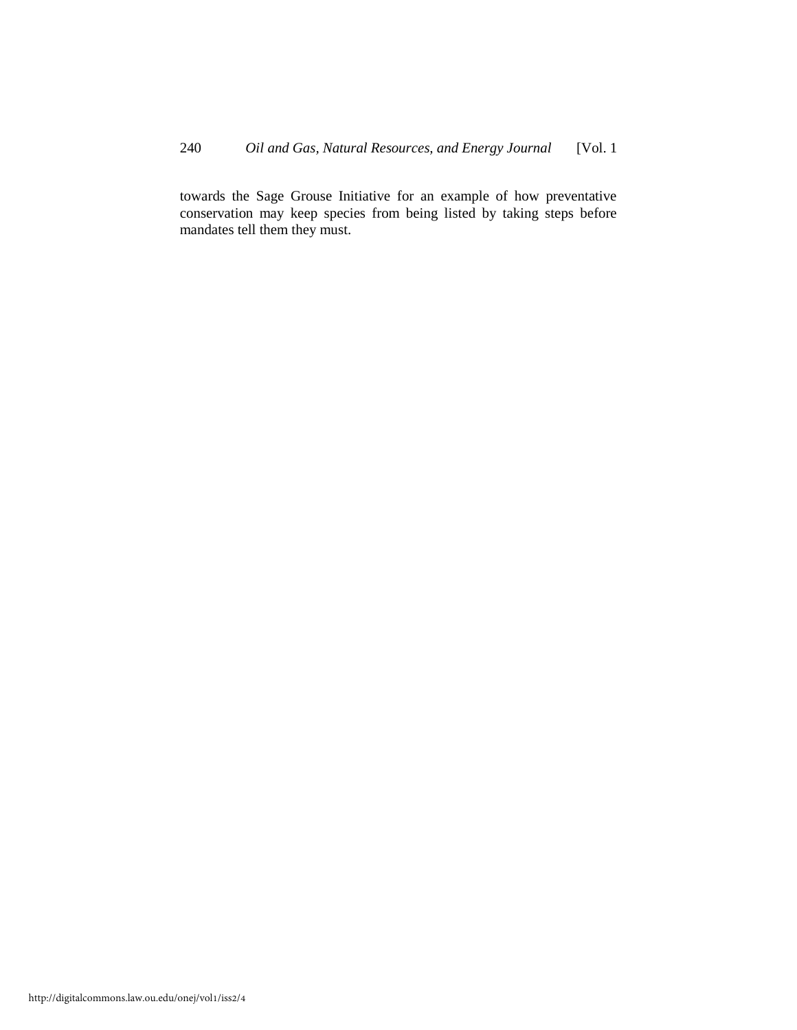towards the Sage Grouse Initiative for an example of how preventative conservation may keep species from being listed by taking steps before mandates tell them they must.